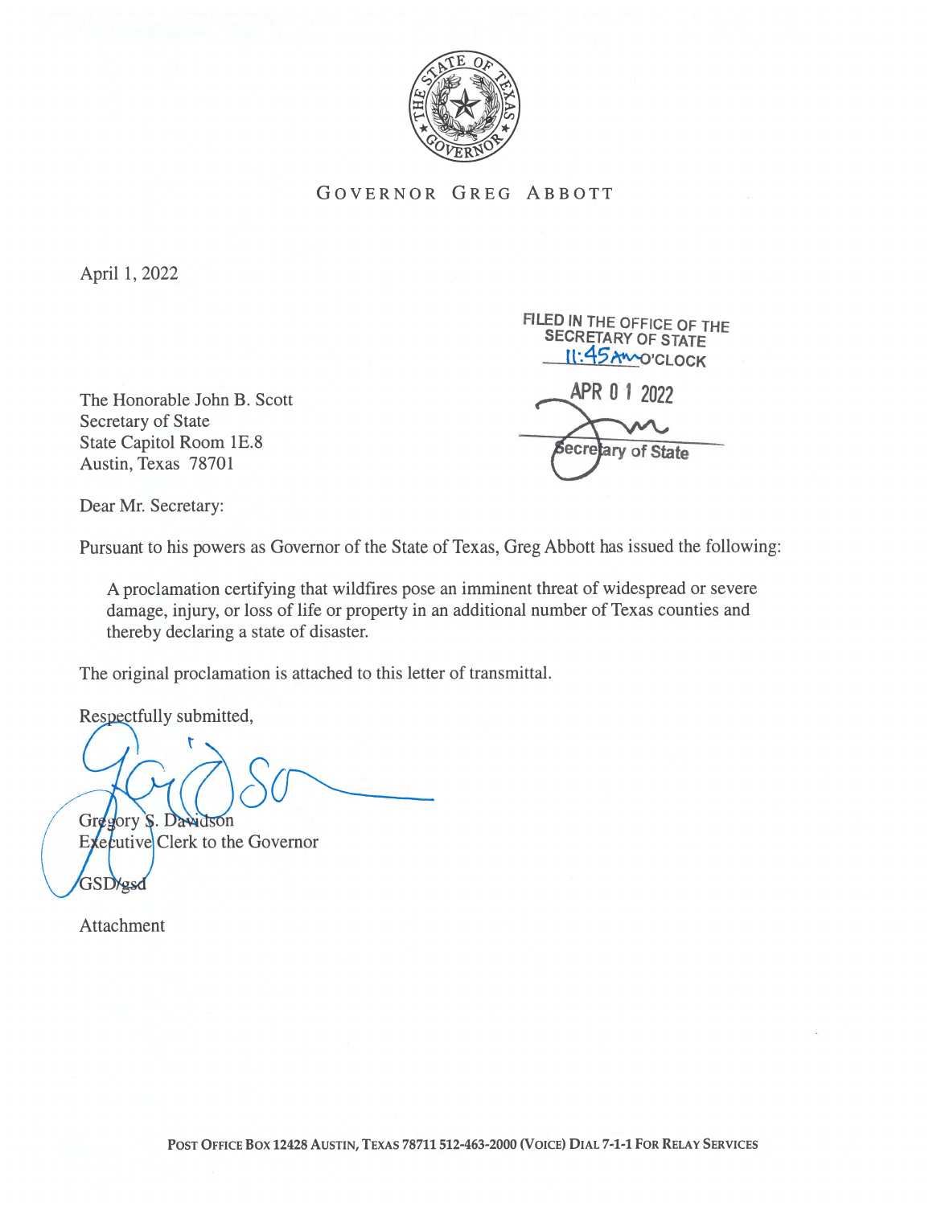GOVERNOR GREG ABBOTT

April 1, 2022

FILED IN THE OFFICE OF THE SECRETARY OF STATE
11:45 AM O'CLOCK

APR 01 2022

Secretary of State

The Honorable John B. Scott
Secretary of State
State Capitol Room 1E.8
Austin, Texas 78701

Dear Mr. Secretary:

Pursuant to his powers as Governor of the State of Texas, Greg Abbott has issued the following:

> A proclamation certifying that wildfires pose an imminent threat of widespread or severe damage, injury, or loss of life or property in an additional number of Texas counties and thereby declaring a state of disaster.

The original proclamation is attached to this letter of transmittal.

Respectfully submitted,

Gregory S. Davidson
Executive Clerk to the Governor

GSD/gsd

Attachment

POST OFFICE BOX 12428 AUSTIN, TEXAS 78711 512-463-2000 (VOICE) DIAL 7-1-1 FOR RELAY SERVICES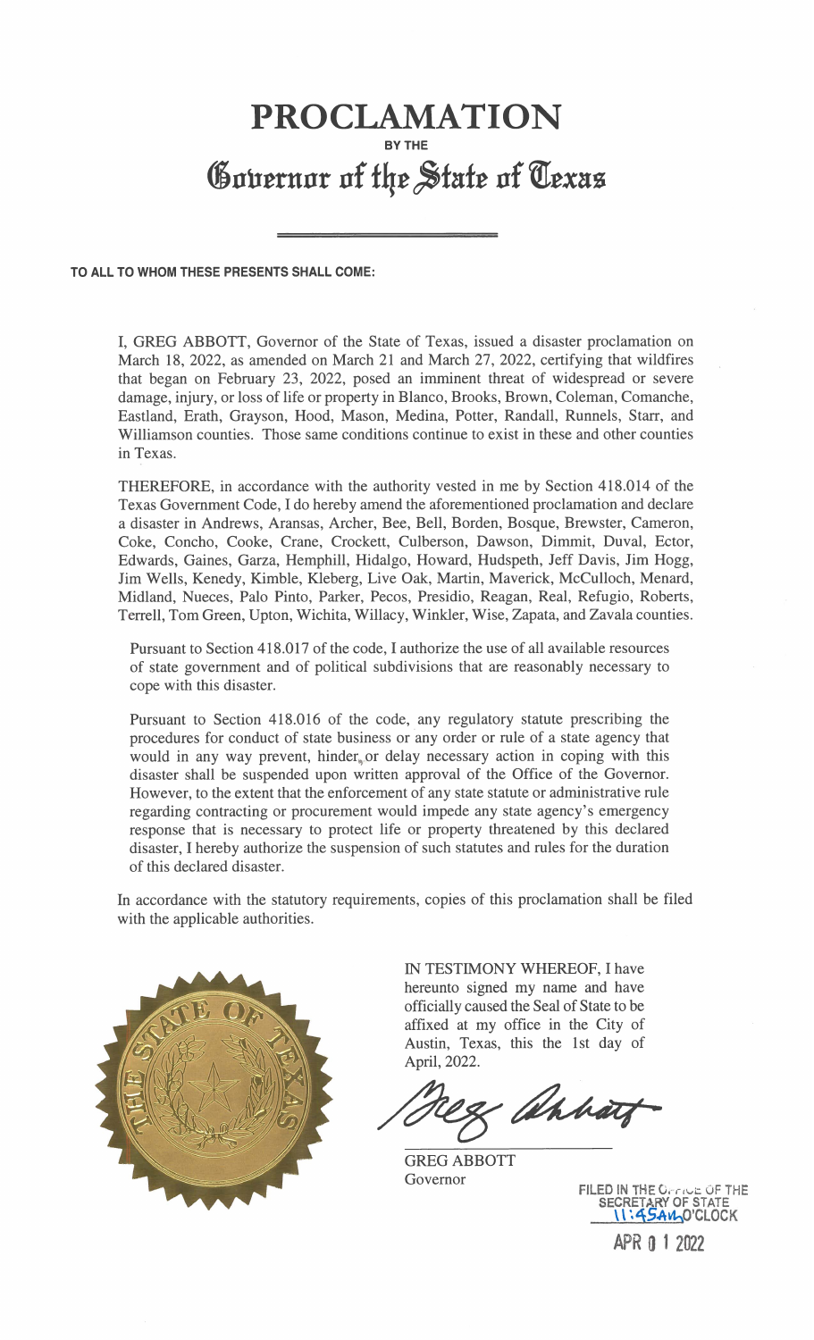# PROCLAMATION

**BY THE**

## Governor of the State of Texas

---

**TO ALL TO WHOM THESE PRESENTS SHALL COME:**

I, GREG ABBOTT, Governor of the State of Texas, issued a disaster proclamation on March 18, 2022, as amended on March 21 and March 27, 2022, certifying that wildfires that began on February 23, 2022, posed an imminent threat of widespread or severe damage, injury, or loss of life or property in Blanco, Brooks, Brown, Coleman, Comanche, Eastland, Erath, Grayson, Hood, Mason, Medina, Potter, Randall, Runnels, Starr, and Williamson counties. Those same conditions continue to exist in these and other counties in Texas.

THEREFORE, in accordance with the authority vested in me by Section 418.014 of the Texas Government Code, I do hereby amend the aforementioned proclamation and declare a disaster in Andrews, Aransas, Archer, Bee, Bell, Borden, Bosque, Brewster, Cameron, Coke, Concho, Cooke, Crane, Crockett, Culberson, Dawson, Dimmit, Duval, Ector, Edwards, Gaines, Garza, Hemphill, Hidalgo, Howard, Hudspeth, Jeff Davis, Jim Hogg, Jim Wells, Kenedy, Kimble, Kleberg, Live Oak, Martin, Maverick, McCulloch, Menard, Midland, Nueces, Palo Pinto, Parker, Pecos, Presidio, Reagan, Real, Refugio, Roberts, Terrell, Tom Green, Upton, Wichita, Willacy, Winkler, Wise, Zapata, and Zavala counties.

Pursuant to Section 418.017 of the code, I authorize the use of all available resources of state government and of political subdivisions that are reasonably necessary to cope with this disaster.

Pursuant to Section 418.016 of the code, any regulatory statute prescribing the procedures for conduct of state business or any order or rule of a state agency that would in any way prevent, hinder, or delay necessary action in coping with this disaster shall be suspended upon written approval of the Office of the Governor. However, to the extent that the enforcement of any state statute or administrative rule regarding contracting or procurement would impede any state agency's emergency response that is necessary to protect life or property threatened by this declared disaster, I hereby authorize the suspension of such statutes and rules for the duration of this declared disaster.

In accordance with the statutory requirements, copies of this proclamation shall be filed with the applicable authorities.

IN TESTIMONY WHEREOF, I have hereunto signed my name and have officially caused the Seal of State to be affixed at my office in the City of Austin, Texas, this the 1st day of April, 2022.

GREG ABBOTT
Governor

FILED IN THE OFFICE OF THE SECRETARY OF STATE
11:45AM O'CLOCK
APR 01 2022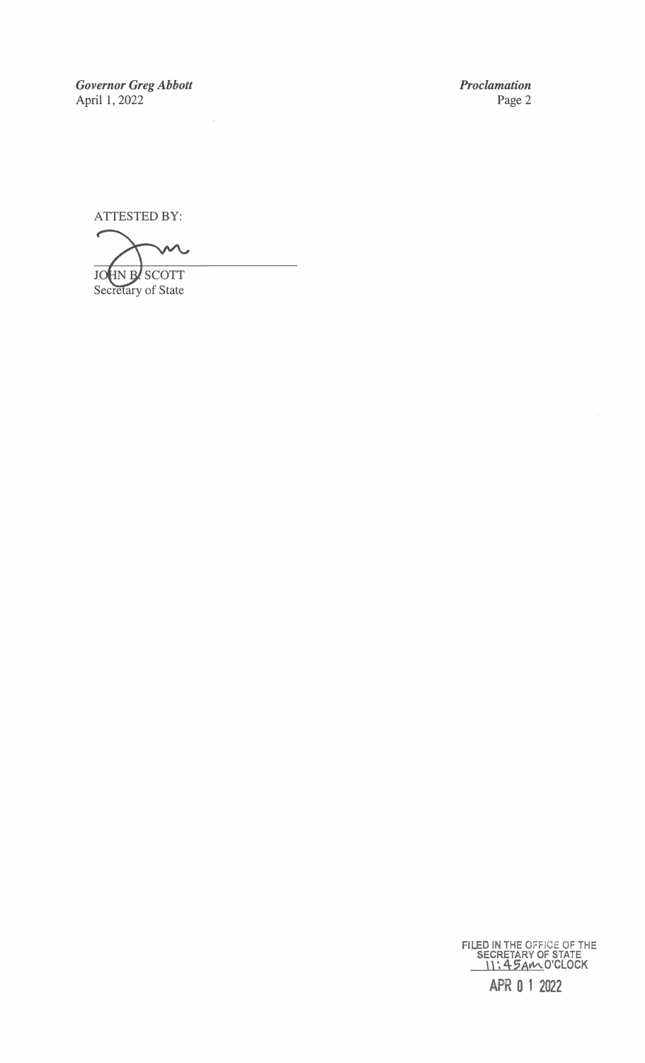ATTESTED BY:

JOHN B. SCOTT
Secretary of State

FILED IN THE OFFICE OF THE
SECRETARY OF STATE
11:45AM O'CLOCK

APR 01 2022